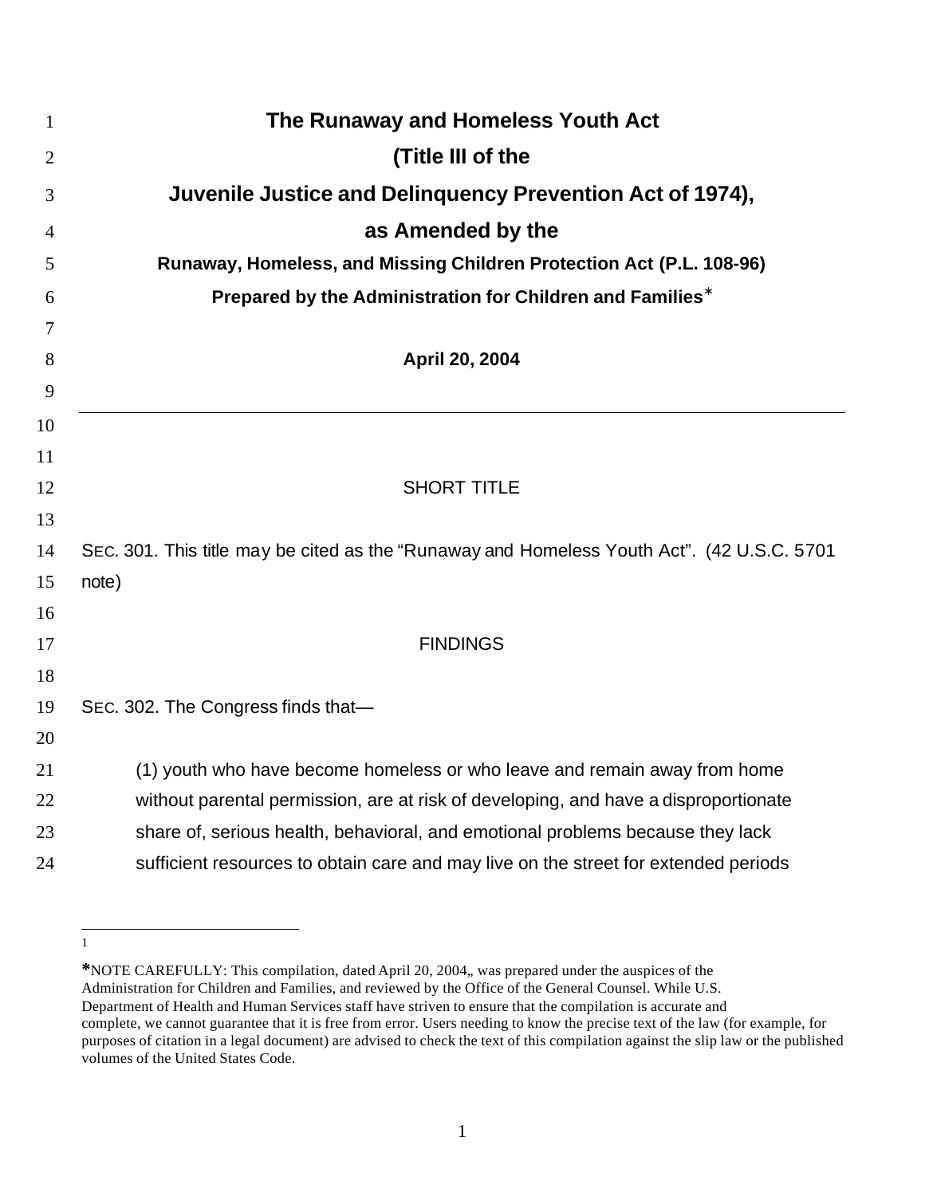# The Runaway and Homeless Youth Act

# (Title III of the

# Juvenile Justice and Delinquency Prevention Act of 1974),

# as Amended by the

### Runaway, Homeless, and Missing Children Protection Act (P.L. 108-96)

### Prepared by the Administration for Children and Families*

**April 20, 2004**

---

SHORT TITLE

SEC. 301. This title may be cited as the "Runaway and Homeless Youth Act". (42 U.S.C. 5701 note)

FINDINGS

SEC. 302. The Congress finds that—

(1) youth who have become homeless or who leave and remain away from home without parental permission, are at risk of developing, and have a disproportionate share of, serious health, behavioral, and emotional problems because they lack sufficient resources to obtain care and may live on the street for extended periods

---

[1]

*NOTE CAREFULLY: This compilation, dated April 20, 2004,, was prepared under the auspices of the Administration for Children and Families, and reviewed by the Office of the General Counsel. While U.S. Department of Health and Human Services staff have striven to ensure that the compilation is accurate and complete, we cannot guarantee that it is free from error. Users needing to know the precise text of the law (for example, for purposes of citation in a legal document) are advised to check the text of this compilation against the slip law or the published volumes of the United States Code.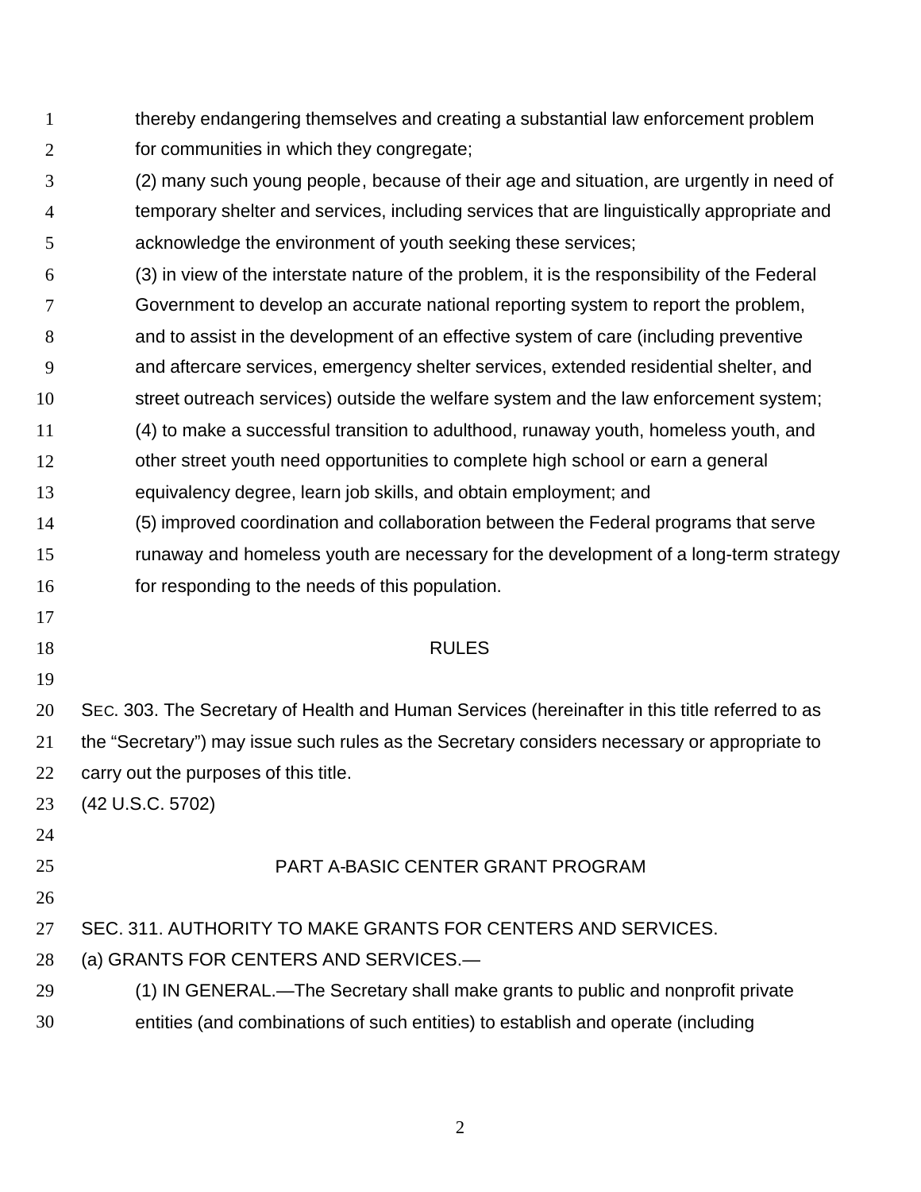thereby endangering themselves and creating a substantial law enforcement problem for communities in which they congregate;

(2) many such young people, because of their age and situation, are urgently in need of temporary shelter and services, including services that are linguistically appropriate and acknowledge the environment of youth seeking these services;

(3) in view of the interstate nature of the problem, it is the responsibility of the Federal Government to develop an accurate national reporting system to report the problem, and to assist in the development of an effective system of care (including preventive and aftercare services, emergency shelter services, extended residential shelter, and street outreach services) outside the welfare system and the law enforcement system;

(4) to make a successful transition to adulthood, runaway youth, homeless youth, and other street youth need opportunities to complete high school or earn a general equivalency degree, learn job skills, and obtain employment; and

(5) improved coordination and collaboration between the Federal programs that serve runaway and homeless youth are necessary for the development of a long-term strategy for responding to the needs of this population.

## RULES

SEC. 303. The Secretary of Health and Human Services (hereinafter in this title referred to as the "Secretary") may issue such rules as the Secretary considers necessary or appropriate to carry out the purposes of this title.

(42 U.S.C. 5702)

## PART A-BASIC CENTER GRANT PROGRAM

SEC. 311. AUTHORITY TO MAKE GRANTS FOR CENTERS AND SERVICES.

(a) GRANTS FOR CENTERS AND SERVICES.—

(1) IN GENERAL.—The Secretary shall make grants to public and nonprofit private entities (and combinations of such entities) to establish and operate (including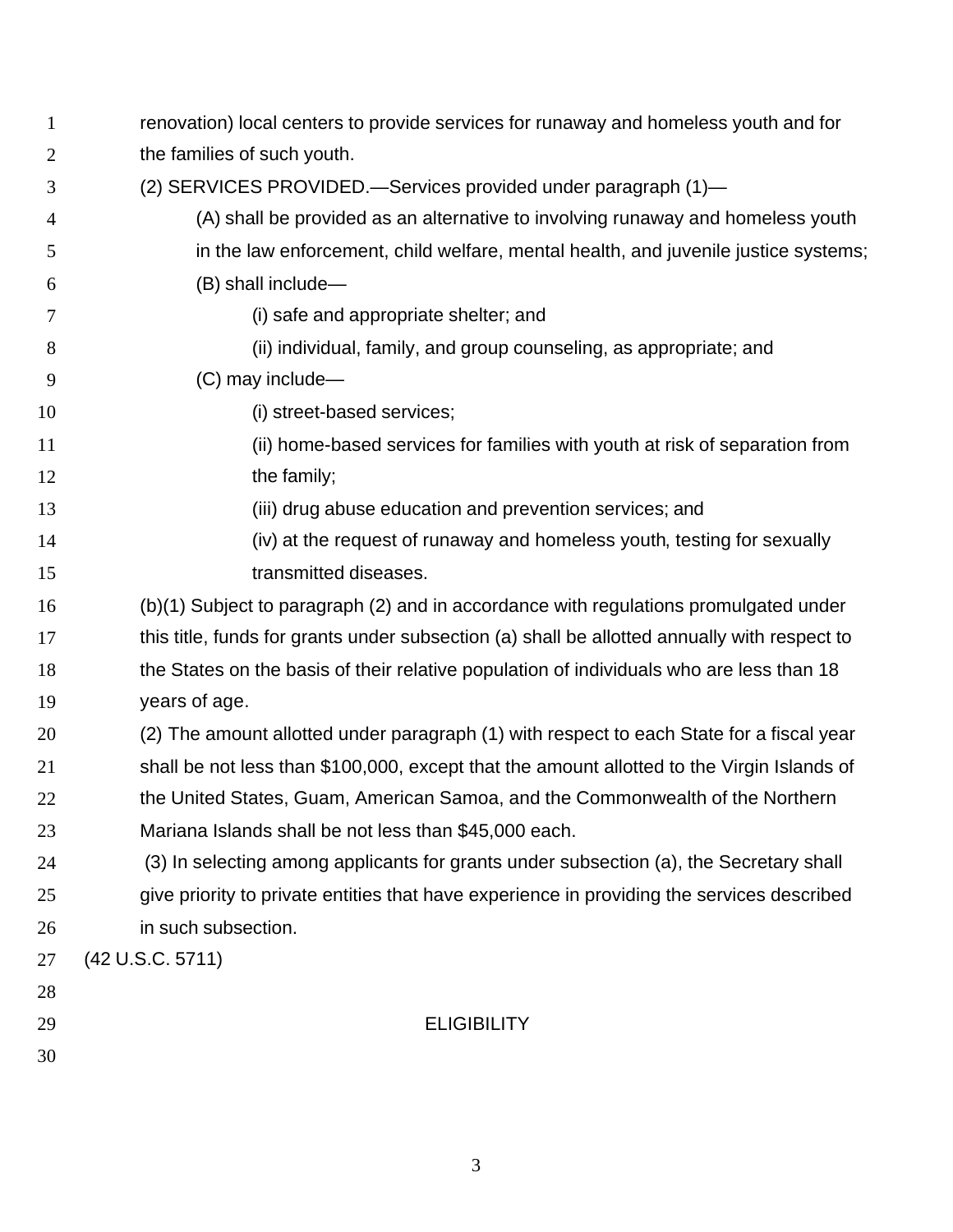renovation) local centers to provide services for runaway and homeless youth and for the families of such youth.

(2) SERVICES PROVIDED.—Services provided under paragraph (1)—

(A) shall be provided as an alternative to involving runaway and homeless youth in the law enforcement, child welfare, mental health, and juvenile justice systems;

(B) shall include—

(i) safe and appropriate shelter; and

(ii) individual, family, and group counseling, as appropriate; and

(C) may include—

(i) street-based services;

(ii) home-based services for families with youth at risk of separation from the family;

(iii) drug abuse education and prevention services; and

(iv) at the request of runaway and homeless youth, testing for sexually transmitted diseases.

(b)(1) Subject to paragraph (2) and in accordance with regulations promulgated under this title, funds for grants under subsection (a) shall be allotted annually with respect to the States on the basis of their relative population of individuals who are less than 18 years of age.

(2) The amount allotted under paragraph (1) with respect to each State for a fiscal year shall be not less than $100,000, except that the amount allotted to the Virgin Islands of the United States, Guam, American Samoa, and the Commonwealth of the Northern Mariana Islands shall be not less than $45,000 each.

(3) In selecting among applicants for grants under subsection (a), the Secretary shall give priority to private entities that have experience in providing the services described in such subsection.

(42 U.S.C. 5711)

## ELIGIBILITY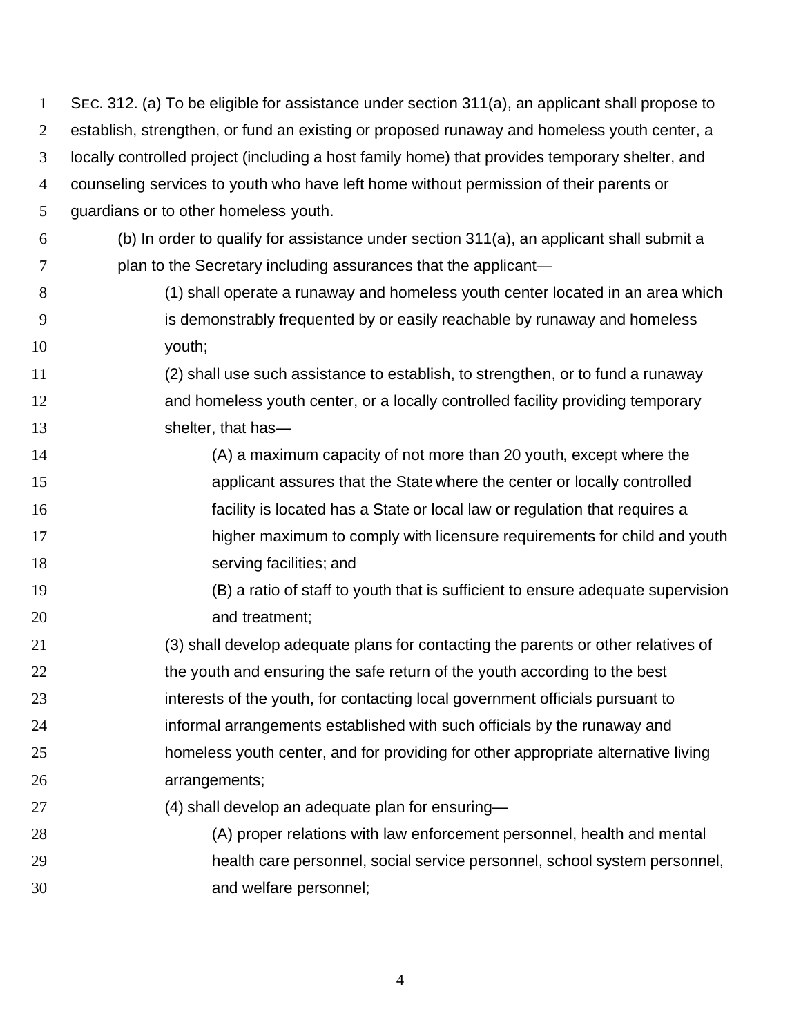SEC. 312. (a) To be eligible for assistance under section 311(a), an applicant shall propose to establish, strengthen, or fund an existing or proposed runaway and homeless youth center, a locally controlled project (including a host family home) that provides temporary shelter, and counseling services to youth who have left home without permission of their parents or guardians or to other homeless youth.

(b) In order to qualify for assistance under section 311(a), an applicant shall submit a plan to the Secretary including assurances that the applicant—

(1) shall operate a runaway and homeless youth center located in an area which is demonstrably frequented by or easily reachable by runaway and homeless youth;

(2) shall use such assistance to establish, to strengthen, or to fund a runaway and homeless youth center, or a locally controlled facility providing temporary shelter, that has—

(A) a maximum capacity of not more than 20 youth, except where the applicant assures that the State where the center or locally controlled facility is located has a State or local law or regulation that requires a higher maximum to comply with licensure requirements for child and youth serving facilities; and

(B) a ratio of staff to youth that is sufficient to ensure adequate supervision and treatment;

(3) shall develop adequate plans for contacting the parents or other relatives of the youth and ensuring the safe return of the youth according to the best interests of the youth, for contacting local government officials pursuant to informal arrangements established with such officials by the runaway and homeless youth center, and for providing for other appropriate alternative living arrangements;

(4) shall develop an adequate plan for ensuring—

(A) proper relations with law enforcement personnel, health and mental health care personnel, social service personnel, school system personnel, and welfare personnel;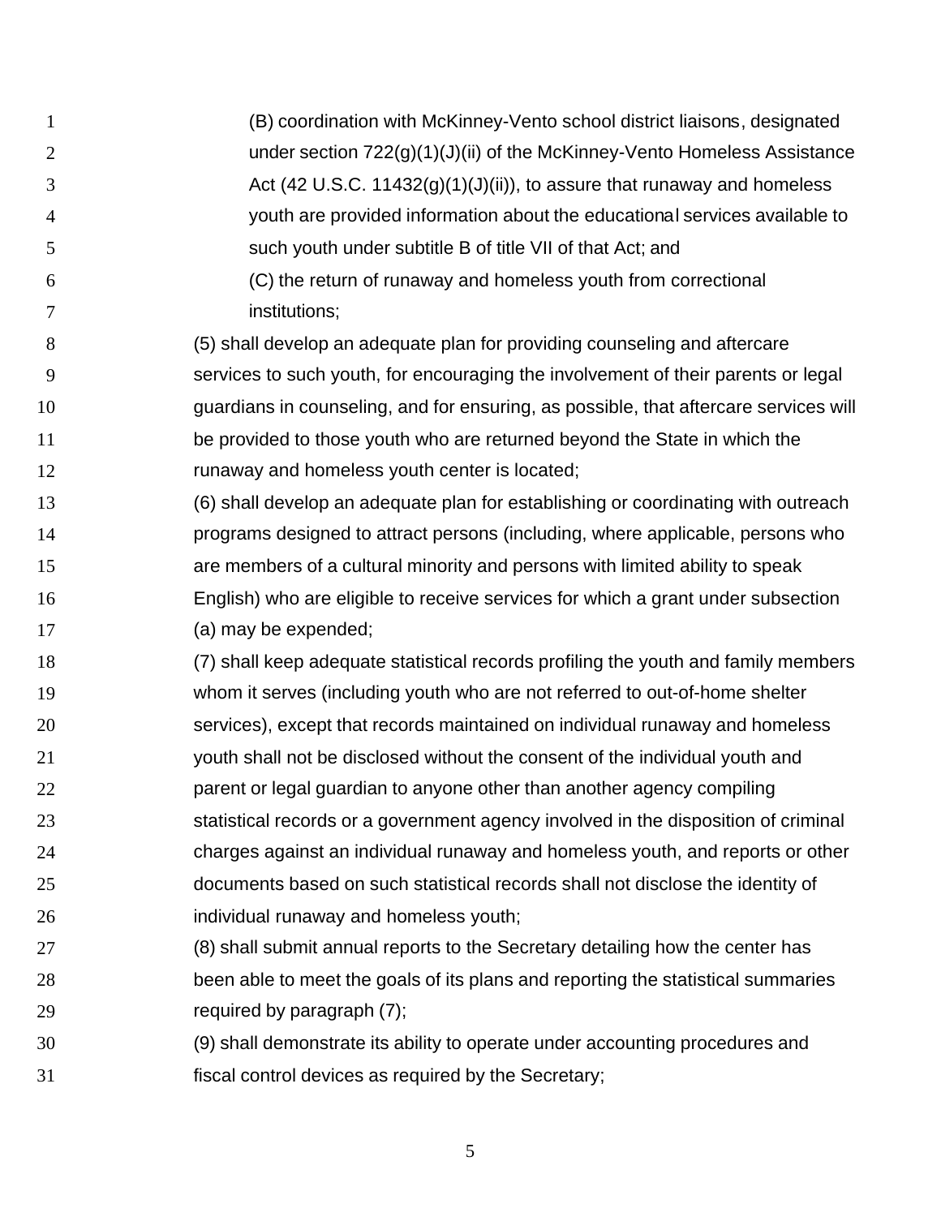(B) coordination with McKinney-Vento school district liaisons, designated under section 722(g)(1)(J)(ii) of the McKinney-Vento Homeless Assistance Act (42 U.S.C. 11432(g)(1)(J)(ii)), to assure that runaway and homeless youth are provided information about the educational services available to such youth under subtitle B of title VII of that Act; and

(C) the return of runaway and homeless youth from correctional institutions;

(5) shall develop an adequate plan for providing counseling and aftercare services to such youth, for encouraging the involvement of their parents or legal guardians in counseling, and for ensuring, as possible, that aftercare services will be provided to those youth who are returned beyond the State in which the runaway and homeless youth center is located;

(6) shall develop an adequate plan for establishing or coordinating with outreach programs designed to attract persons (including, where applicable, persons who are members of a cultural minority and persons with limited ability to speak English) who are eligible to receive services for which a grant under subsection (a) may be expended;

(7) shall keep adequate statistical records profiling the youth and family members whom it serves (including youth who are not referred to out-of-home shelter services), except that records maintained on individual runaway and homeless youth shall not be disclosed without the consent of the individual youth and parent or legal guardian to anyone other than another agency compiling statistical records or a government agency involved in the disposition of criminal charges against an individual runaway and homeless youth, and reports or other documents based on such statistical records shall not disclose the identity of individual runaway and homeless youth;

(8) shall submit annual reports to the Secretary detailing how the center has been able to meet the goals of its plans and reporting the statistical summaries required by paragraph (7);

(9) shall demonstrate its ability to operate under accounting procedures and fiscal control devices as required by the Secretary;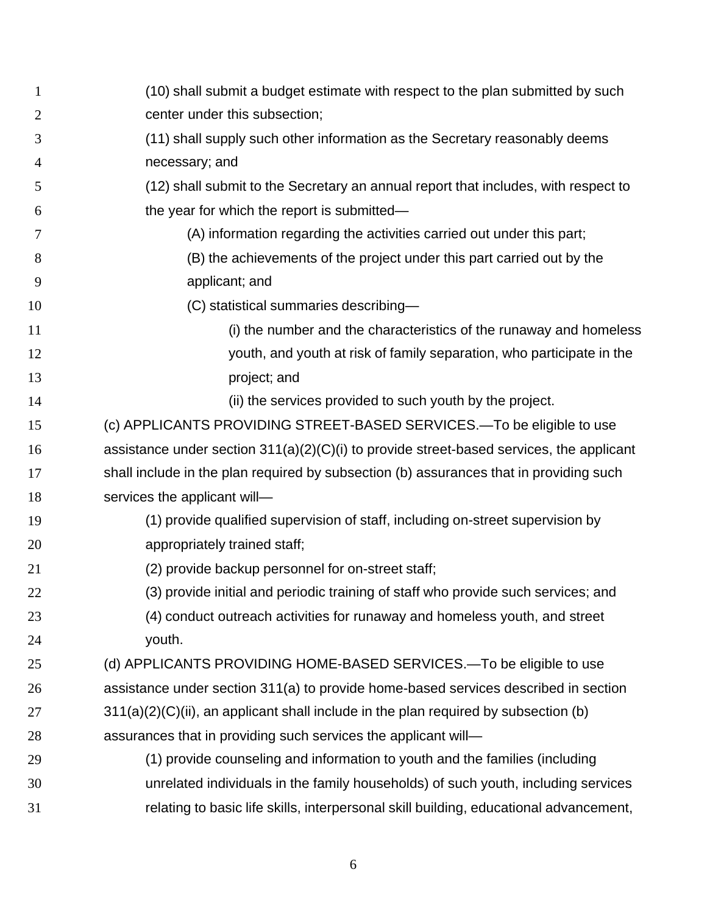(10) shall submit a budget estimate with respect to the plan submitted by such center under this subsection;

(11) shall supply such other information as the Secretary reasonably deems necessary; and

(12) shall submit to the Secretary an annual report that includes, with respect to the year for which the report is submitted—

(A) information regarding the activities carried out under this part;

(B) the achievements of the project under this part carried out by the applicant; and

(C) statistical summaries describing—

(i) the number and the characteristics of the runaway and homeless youth, and youth at risk of family separation, who participate in the project; and

(ii) the services provided to such youth by the project.

(c) APPLICANTS PROVIDING STREET-BASED SERVICES.—To be eligible to use assistance under section 311(a)(2)(C)(i) to provide street-based services, the applicant shall include in the plan required by subsection (b) assurances that in providing such services the applicant will—

(1) provide qualified supervision of staff, including on-street supervision by appropriately trained staff;

(2) provide backup personnel for on-street staff;

(3) provide initial and periodic training of staff who provide such services; and

(4) conduct outreach activities for runaway and homeless youth, and street youth.

(d) APPLICANTS PROVIDING HOME-BASED SERVICES.—To be eligible to use assistance under section 311(a) to provide home-based services described in section 311(a)(2)(C)(ii), an applicant shall include in the plan required by subsection (b) assurances that in providing such services the applicant will—

(1) provide counseling and information to youth and the families (including unrelated individuals in the family households) of such youth, including services relating to basic life skills, interpersonal skill building, educational advancement,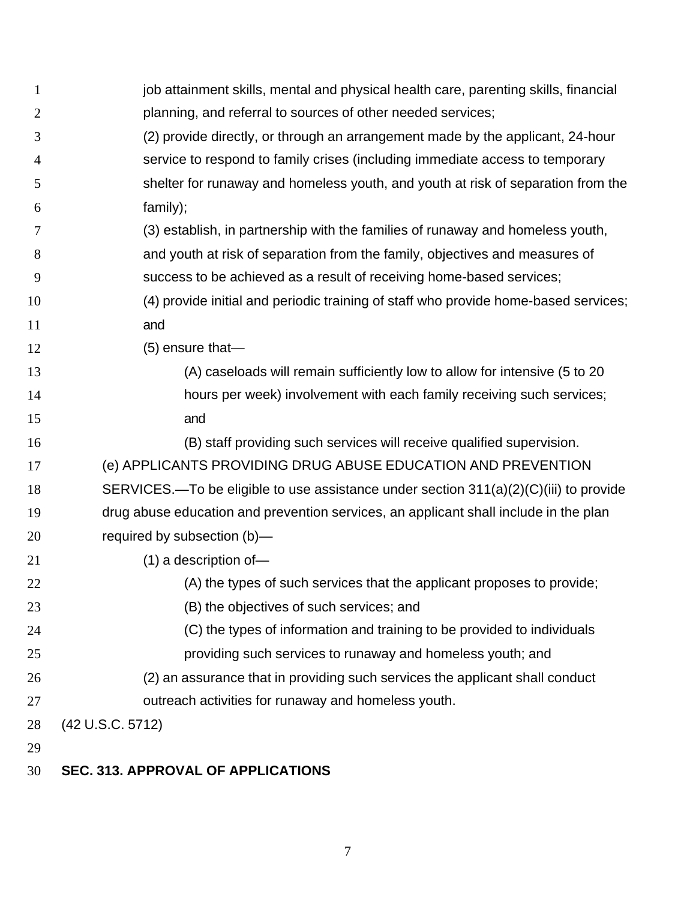job attainment skills, mental and physical health care, parenting skills, financial planning, and referral to sources of other needed services;

(2) provide directly, or through an arrangement made by the applicant, 24-hour service to respond to family crises (including immediate access to temporary shelter for runaway and homeless youth, and youth at risk of separation from the family);

(3) establish, in partnership with the families of runaway and homeless youth, and youth at risk of separation from the family, objectives and measures of success to be achieved as a result of receiving home-based services;

(4) provide initial and periodic training of staff who provide home-based services; and

(5) ensure that—

(A) caseloads will remain sufficiently low to allow for intensive (5 to 20 hours per week) involvement with each family receiving such services; and

(B) staff providing such services will receive qualified supervision.

(e) APPLICANTS PROVIDING DRUG ABUSE EDUCATION AND PREVENTION SERVICES.—To be eligible to use assistance under section 311(a)(2)(C)(iii) to provide drug abuse education and prevention services, an applicant shall include in the plan required by subsection (b)—

(1) a description of—

(A) the types of such services that the applicant proposes to provide;

(B) the objectives of such services; and

(C) the types of information and training to be provided to individuals providing such services to runaway and homeless youth; and

(2) an assurance that in providing such services the applicant shall conduct outreach activities for runaway and homeless youth.

(42 U.S.C. 5712)

**SEC. 313. APPROVAL OF APPLICATIONS**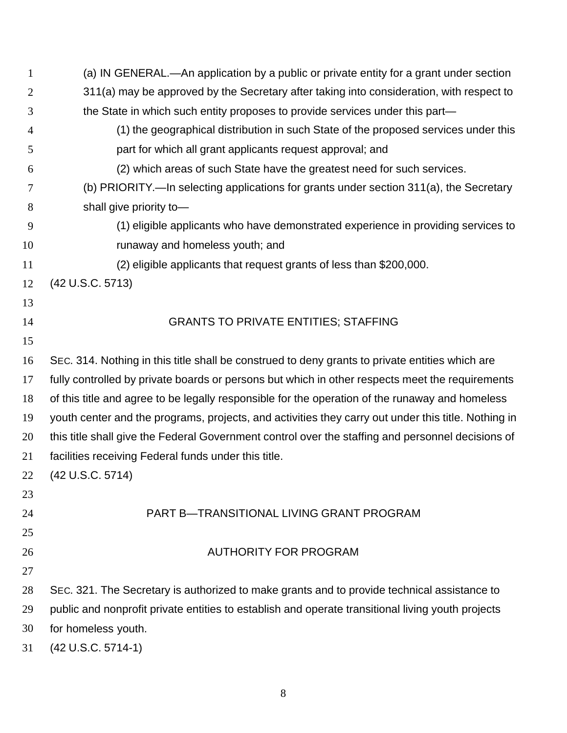(a) IN GENERAL.—An application by a public or private entity for a grant under section 311(a) may be approved by the Secretary after taking into consideration, with respect to the State in which such entity proposes to provide services under this part—

(1) the geographical distribution in such State of the proposed services under this part for which all grant applicants request approval; and

(2) which areas of such State have the greatest need for such services.

(b) PRIORITY.—In selecting applications for grants under section 311(a), the Secretary shall give priority to—

(1) eligible applicants who have demonstrated experience in providing services to runaway and homeless youth; and

(2) eligible applicants that request grants of less than $200,000.

(42 U.S.C. 5713)

## GRANTS TO PRIVATE ENTITIES; STAFFING

SEC. 314. Nothing in this title shall be construed to deny grants to private entities which are fully controlled by private boards or persons but which in other respects meet the requirements of this title and agree to be legally responsible for the operation of the runaway and homeless youth center and the programs, projects, and activities they carry out under this title. Nothing in this title shall give the Federal Government control over the staffing and personnel decisions of facilities receiving Federal funds under this title.

(42 U.S.C. 5714)

## PART B—TRANSITIONAL LIVING GRANT PROGRAM

## AUTHORITY FOR PROGRAM

SEC. 321. The Secretary is authorized to make grants and to provide technical assistance to public and nonprofit private entities to establish and operate transitional living youth projects for homeless youth.

(42 U.S.C. 5714-1)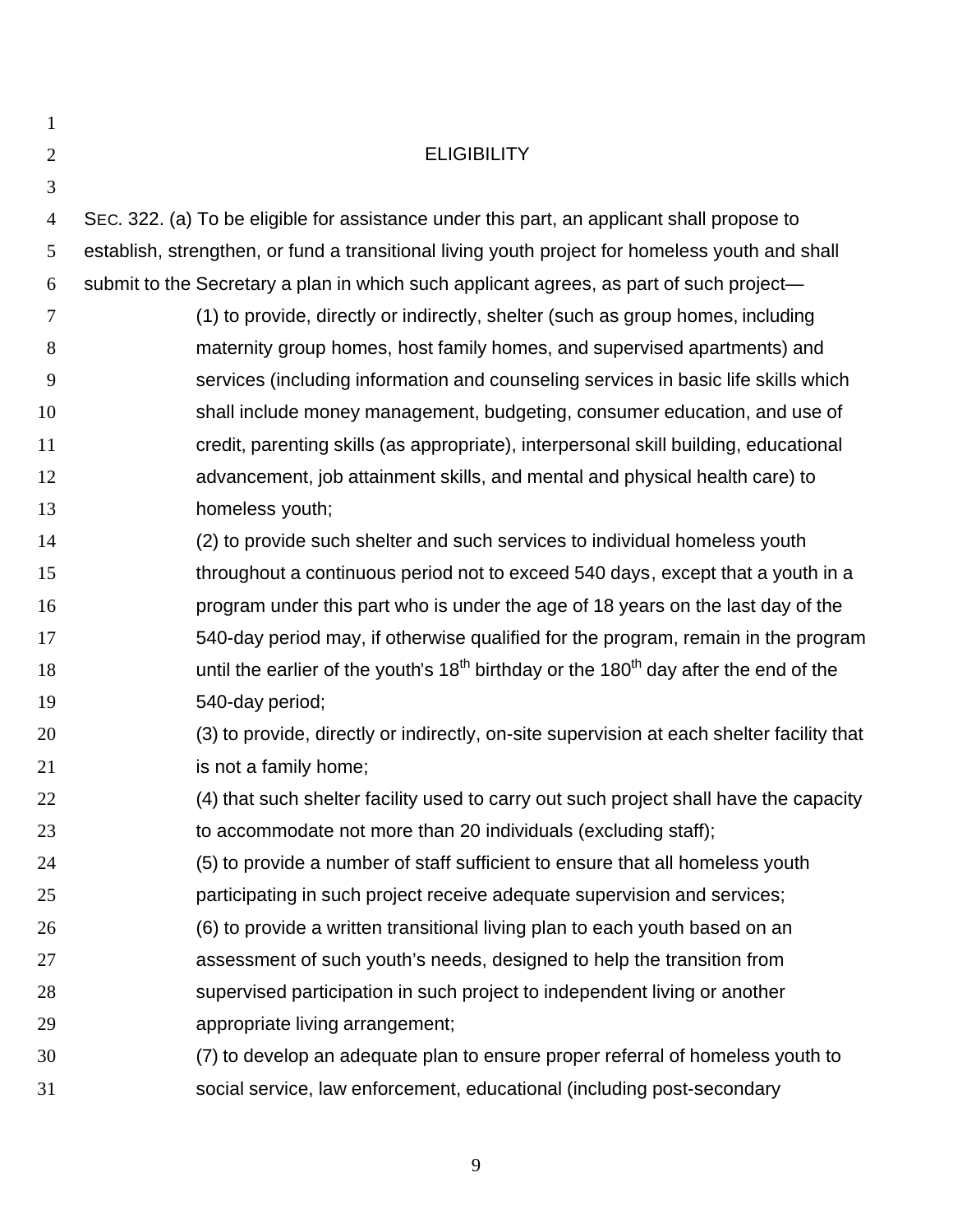## ELIGIBILITY

SEC. 322. (a) To be eligible for assistance under this part, an applicant shall propose to establish, strengthen, or fund a transitional living youth project for homeless youth and shall submit to the Secretary a plan in which such applicant agrees, as part of such project—

(1) to provide, directly or indirectly, shelter (such as group homes, including maternity group homes, host family homes, and supervised apartments) and services (including information and counseling services in basic life skills which shall include money management, budgeting, consumer education, and use of credit, parenting skills (as appropriate), interpersonal skill building, educational advancement, job attainment skills, and mental and physical health care) to homeless youth;

(2) to provide such shelter and such services to individual homeless youth throughout a continuous period not to exceed 540 days, except that a youth in a program under this part who is under the age of 18 years on the last day of the 540-day period may, if otherwise qualified for the program, remain in the program until the earlier of the youth's 18th birthday or the 180th day after the end of the 540-day period;

(3) to provide, directly or indirectly, on-site supervision at each shelter facility that is not a family home;

(4) that such shelter facility used to carry out such project shall have the capacity to accommodate not more than 20 individuals (excluding staff);

(5) to provide a number of staff sufficient to ensure that all homeless youth participating in such project receive adequate supervision and services;

(6) to provide a written transitional living plan to each youth based on an assessment of such youth's needs, designed to help the transition from supervised participation in such project to independent living or another appropriate living arrangement;

(7) to develop an adequate plan to ensure proper referral of homeless youth to social service, law enforcement, educational (including post-secondary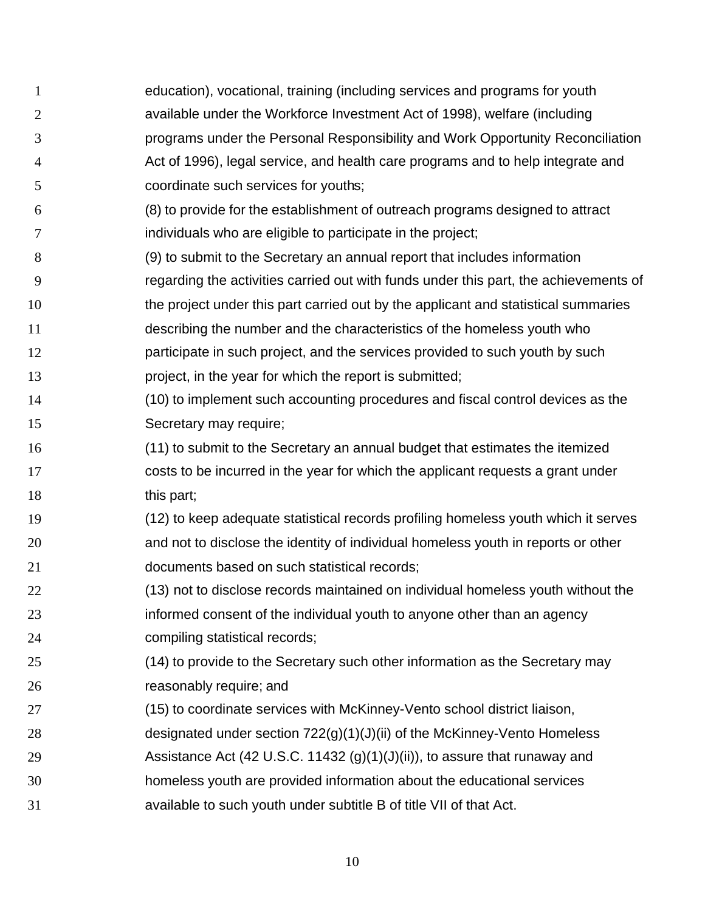education), vocational, training (including services and programs for youth available under the Workforce Investment Act of 1998), welfare (including programs under the Personal Responsibility and Work Opportunity Reconciliation Act of 1996), legal service, and health care programs and to help integrate and coordinate such services for youths;

(8) to provide for the establishment of outreach programs designed to attract individuals who are eligible to participate in the project;

(9) to submit to the Secretary an annual report that includes information regarding the activities carried out with funds under this part, the achievements of the project under this part carried out by the applicant and statistical summaries describing the number and the characteristics of the homeless youth who participate in such project, and the services provided to such youth by such project, in the year for which the report is submitted;

(10) to implement such accounting procedures and fiscal control devices as the Secretary may require;

(11) to submit to the Secretary an annual budget that estimates the itemized costs to be incurred in the year for which the applicant requests a grant under this part;

(12) to keep adequate statistical records profiling homeless youth which it serves and not to disclose the identity of individual homeless youth in reports or other documents based on such statistical records;

(13) not to disclose records maintained on individual homeless youth without the informed consent of the individual youth to anyone other than an agency compiling statistical records;

(14) to provide to the Secretary such other information as the Secretary may reasonably require; and

(15) to coordinate services with McKinney-Vento school district liaison, designated under section 722(g)(1)(J)(ii) of the McKinney-Vento Homeless Assistance Act (42 U.S.C. 11432 (g)(1)(J)(ii)), to assure that runaway and homeless youth are provided information about the educational services available to such youth under subtitle B of title VII of that Act.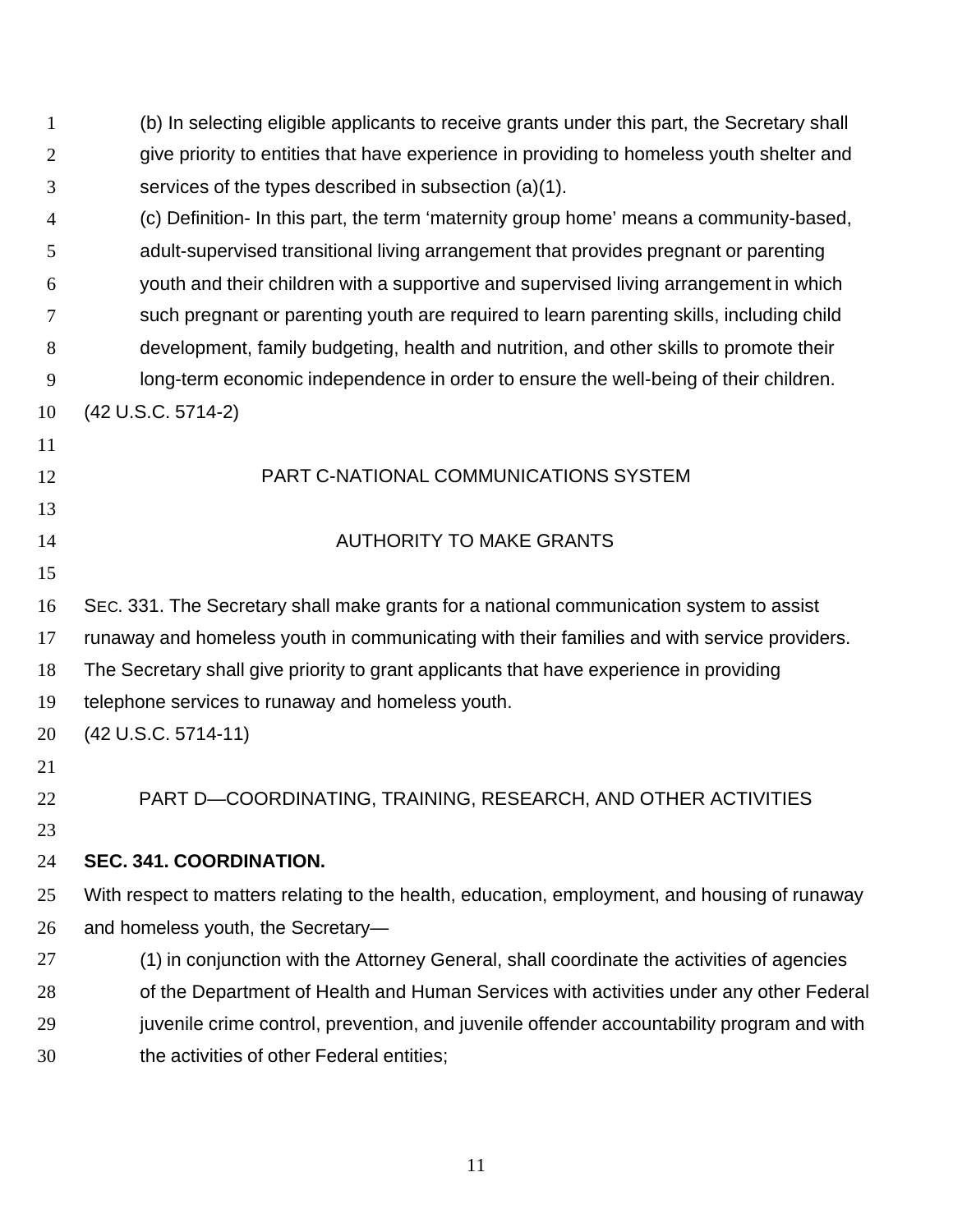(b) In selecting eligible applicants to receive grants under this part, the Secretary shall give priority to entities that have experience in providing to homeless youth shelter and services of the types described in subsection (a)(1).

(c) Definition- In this part, the term ‘maternity group home’ means a community-based, adult-supervised transitional living arrangement that provides pregnant or parenting youth and their children with a supportive and supervised living arrangement in which such pregnant or parenting youth are required to learn parenting skills, including child development, family budgeting, health and nutrition, and other skills to promote their long-term economic independence in order to ensure the well-being of their children.

(42 U.S.C. 5714-2)

## PART C-NATIONAL COMMUNICATIONS SYSTEM

### AUTHORITY TO MAKE GRANTS

SEC. 331. The Secretary shall make grants for a national communication system to assist runaway and homeless youth in communicating with their families and with service providers. The Secretary shall give priority to grant applicants that have experience in providing telephone services to runaway and homeless youth.

(42 U.S.C. 5714-11)

## PART D—COORDINATING, TRAINING, RESEARCH, AND OTHER ACTIVITIES

**SEC. 341. COORDINATION.**

With respect to matters relating to the health, education, employment, and housing of runaway and homeless youth, the Secretary—

(1) in conjunction with the Attorney General, shall coordinate the activities of agencies of the Department of Health and Human Services with activities under any other Federal juvenile crime control, prevention, and juvenile offender accountability program and with the activities of other Federal entities;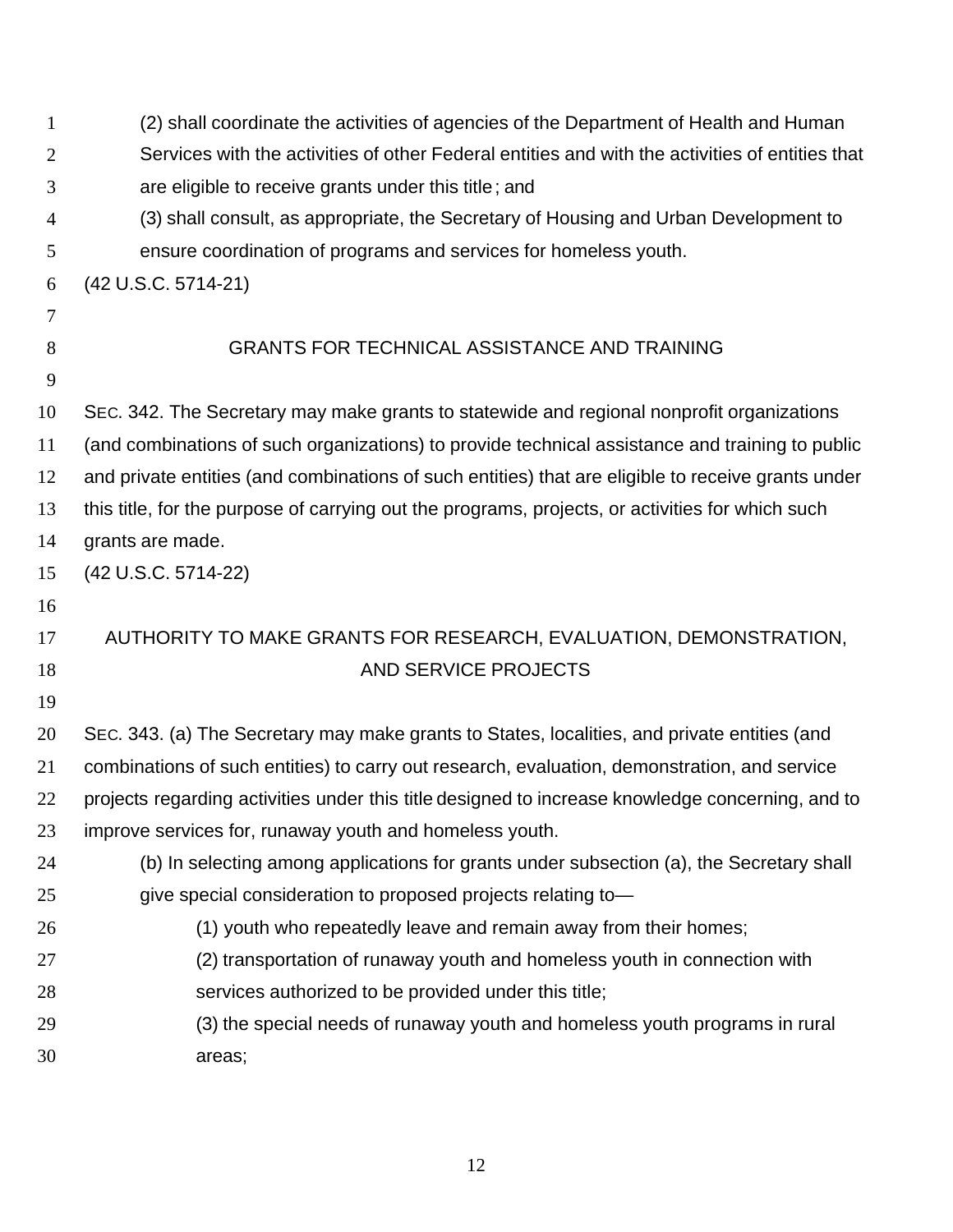(2) shall coordinate the activities of agencies of the Department of Health and Human Services with the activities of other Federal entities and with the activities of entities that are eligible to receive grants under this title; and

(3) shall consult, as appropriate, the Secretary of Housing and Urban Development to ensure coordination of programs and services for homeless youth.

(42 U.S.C. 5714-21)

## GRANTS FOR TECHNICAL ASSISTANCE AND TRAINING

SEC. 342. The Secretary may make grants to statewide and regional nonprofit organizations (and combinations of such organizations) to provide technical assistance and training to public and private entities (and combinations of such entities) that are eligible to receive grants under this title, for the purpose of carrying out the programs, projects, or activities for which such grants are made.

(42 U.S.C. 5714-22)

## AUTHORITY TO MAKE GRANTS FOR RESEARCH, EVALUATION, DEMONSTRATION, AND SERVICE PROJECTS

SEC. 343. (a) The Secretary may make grants to States, localities, and private entities (and combinations of such entities) to carry out research, evaluation, demonstration, and service projects regarding activities under this title designed to increase knowledge concerning, and to improve services for, runaway youth and homeless youth.

(b) In selecting among applications for grants under subsection (a), the Secretary shall give special consideration to proposed projects relating to—

(1) youth who repeatedly leave and remain away from their homes;

(2) transportation of runaway youth and homeless youth in connection with services authorized to be provided under this title;

(3) the special needs of runaway youth and homeless youth programs in rural areas;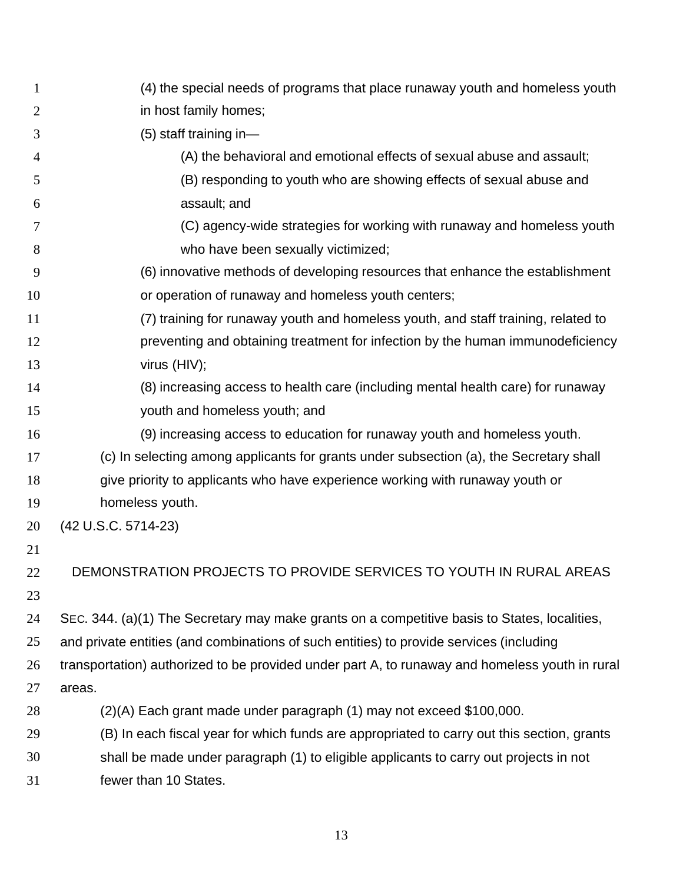(4) the special needs of programs that place runaway youth and homeless youth in host family homes;

(5) staff training in—

(A) the behavioral and emotional effects of sexual abuse and assault;

(B) responding to youth who are showing effects of sexual abuse and assault; and

(C) agency-wide strategies for working with runaway and homeless youth who have been sexually victimized;

(6) innovative methods of developing resources that enhance the establishment or operation of runaway and homeless youth centers;

(7) training for runaway youth and homeless youth, and staff training, related to preventing and obtaining treatment for infection by the human immunodeficiency virus (HIV);

(8) increasing access to health care (including mental health care) for runaway youth and homeless youth; and

(9) increasing access to education for runaway youth and homeless youth.

(c) In selecting among applicants for grants under subsection (a), the Secretary shall give priority to applicants who have experience working with runaway youth or homeless youth.

(42 U.S.C. 5714-23)

## DEMONSTRATION PROJECTS TO PROVIDE SERVICES TO YOUTH IN RURAL AREAS

SEC. 344. (a)(1) The Secretary may make grants on a competitive basis to States, localities, and private entities (and combinations of such entities) to provide services (including transportation) authorized to be provided under part A, to runaway and homeless youth in rural areas.

(2)(A) Each grant made under paragraph (1) may not exceed $100,000.

(B) In each fiscal year for which funds are appropriated to carry out this section, grants shall be made under paragraph (1) to eligible applicants to carry out projects in not fewer than 10 States.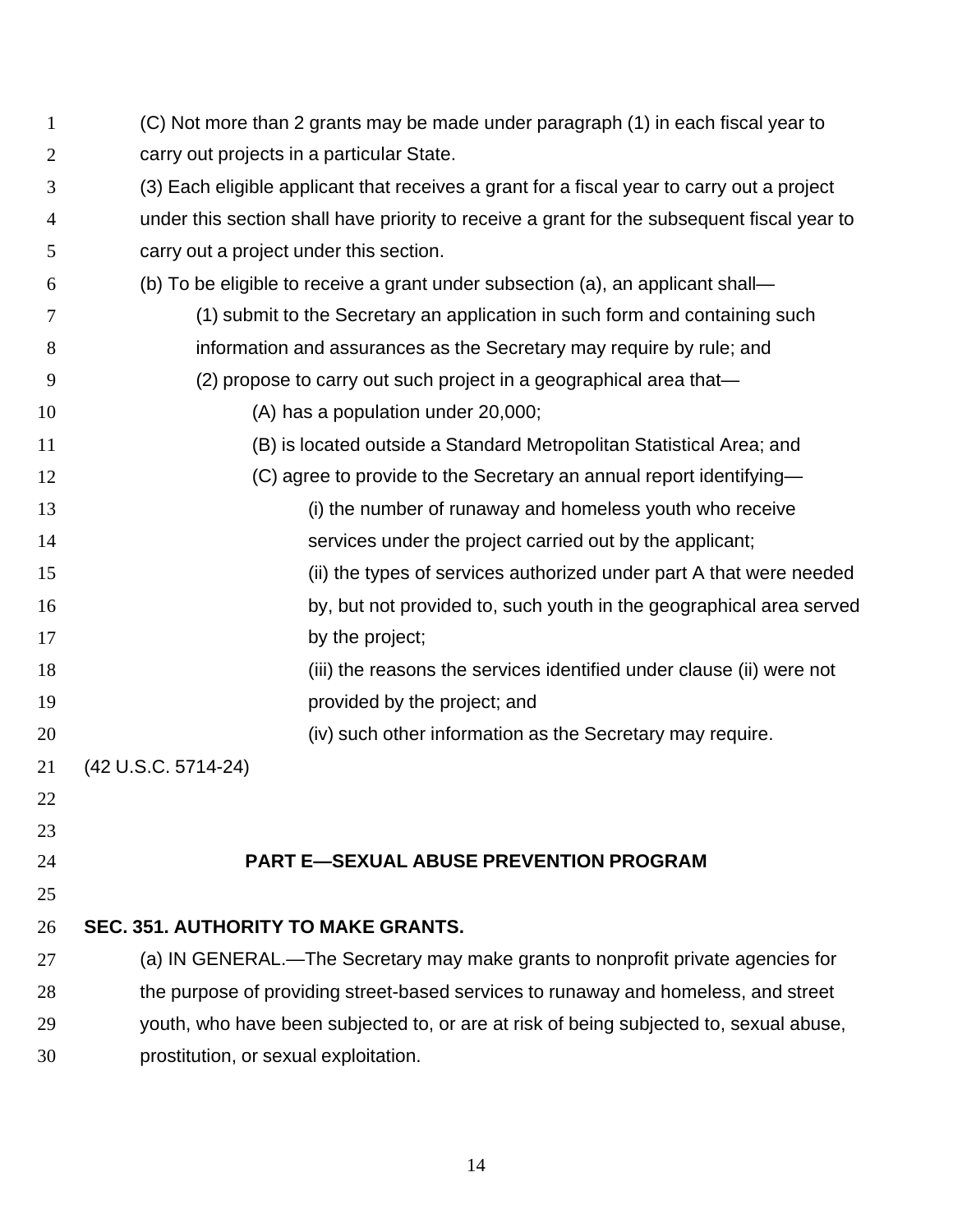(C) Not more than 2 grants may be made under paragraph (1) in each fiscal year to carry out projects in a particular State.

(3) Each eligible applicant that receives a grant for a fiscal year to carry out a project under this section shall have priority to receive a grant for the subsequent fiscal year to carry out a project under this section.

(b) To be eligible to receive a grant under subsection (a), an applicant shall—

(1) submit to the Secretary an application in such form and containing such information and assurances as the Secretary may require by rule; and

(2) propose to carry out such project in a geographical area that—

(A) has a population under 20,000;

(B) is located outside a Standard Metropolitan Statistical Area; and

(C) agree to provide to the Secretary an annual report identifying—

(i) the number of runaway and homeless youth who receive services under the project carried out by the applicant;

(ii) the types of services authorized under part A that were needed by, but not provided to, such youth in the geographical area served by the project;

(iii) the reasons the services identified under clause (ii) were not provided by the project; and

(iv) such other information as the Secretary may require.

(42 U.S.C. 5714-24)

## PART E—SEXUAL ABUSE PREVENTION PROGRAM

### SEC. 351. AUTHORITY TO MAKE GRANTS.

(a) IN GENERAL.—The Secretary may make grants to nonprofit private agencies for the purpose of providing street-based services to runaway and homeless, and street youth, who have been subjected to, or are at risk of being subjected to, sexual abuse, prostitution, or sexual exploitation.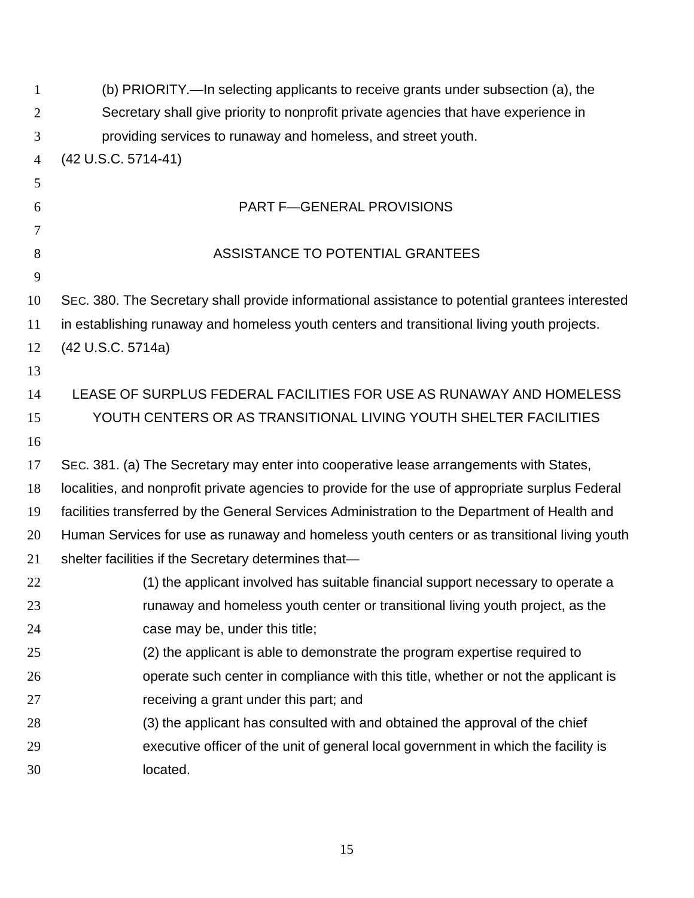(b) PRIORITY.—In selecting applicants to receive grants under subsection (a), the Secretary shall give priority to nonprofit private agencies that have experience in providing services to runaway and homeless, and street youth.

(42 U.S.C. 5714-41)

## PART F—GENERAL PROVISIONS

### ASSISTANCE TO POTENTIAL GRANTEES

SEC. 380. The Secretary shall provide informational assistance to potential grantees interested in establishing runaway and homeless youth centers and transitional living youth projects.

(42 U.S.C. 5714a)

### LEASE OF SURPLUS FEDERAL FACILITIES FOR USE AS RUNAWAY AND HOMELESS YOUTH CENTERS OR AS TRANSITIONAL LIVING YOUTH SHELTER FACILITIES

SEC. 381. (a) The Secretary may enter into cooperative lease arrangements with States, localities, and nonprofit private agencies to provide for the use of appropriate surplus Federal facilities transferred by the General Services Administration to the Department of Health and Human Services for use as runaway and homeless youth centers or as transitional living youth shelter facilities if the Secretary determines that—

(1) the applicant involved has suitable financial support necessary to operate a runaway and homeless youth center or transitional living youth project, as the case may be, under this title;

(2) the applicant is able to demonstrate the program expertise required to operate such center in compliance with this title, whether or not the applicant is receiving a grant under this part; and

(3) the applicant has consulted with and obtained the approval of the chief executive officer of the unit of general local government in which the facility is located.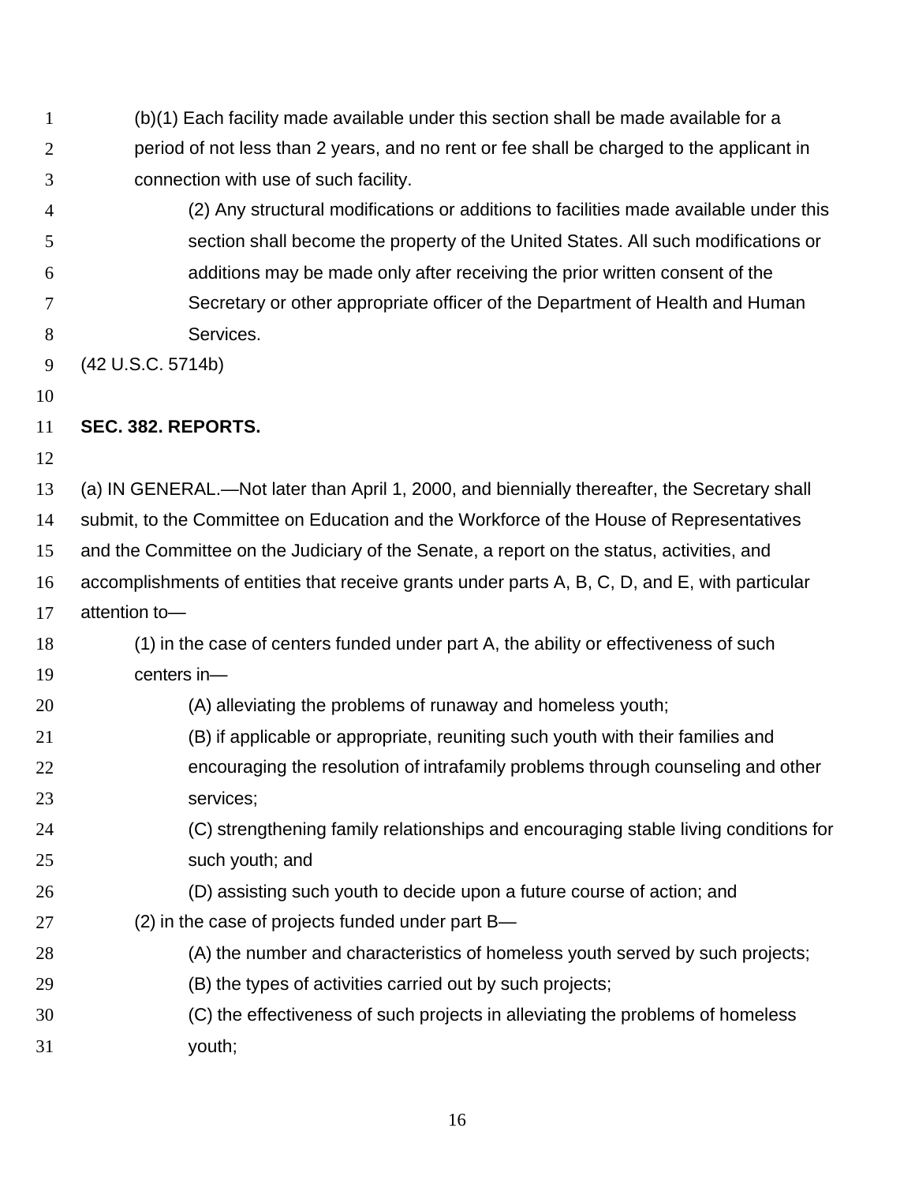(b)(1) Each facility made available under this section shall be made available for a period of not less than 2 years, and no rent or fee shall be charged to the applicant in connection with use of such facility.

(2) Any structural modifications or additions to facilities made available under this section shall become the property of the United States. All such modifications or additions may be made only after receiving the prior written consent of the Secretary or other appropriate officer of the Department of Health and Human Services.

(42 U.S.C. 5714b)

**SEC. 382. REPORTS.**

(a) IN GENERAL.—Not later than April 1, 2000, and biennially thereafter, the Secretary shall submit, to the Committee on Education and the Workforce of the House of Representatives and the Committee on the Judiciary of the Senate, a report on the status, activities, and accomplishments of entities that receive grants under parts A, B, C, D, and E, with particular attention to—

(1) in the case of centers funded under part A, the ability or effectiveness of such centers in—

(A) alleviating the problems of runaway and homeless youth;

(B) if applicable or appropriate, reuniting such youth with their families and encouraging the resolution of intrafamily problems through counseling and other services;

(C) strengthening family relationships and encouraging stable living conditions for such youth; and

(D) assisting such youth to decide upon a future course of action; and

(2) in the case of projects funded under part B—

(A) the number and characteristics of homeless youth served by such projects;

(B) the types of activities carried out by such projects;

(C) the effectiveness of such projects in alleviating the problems of homeless youth;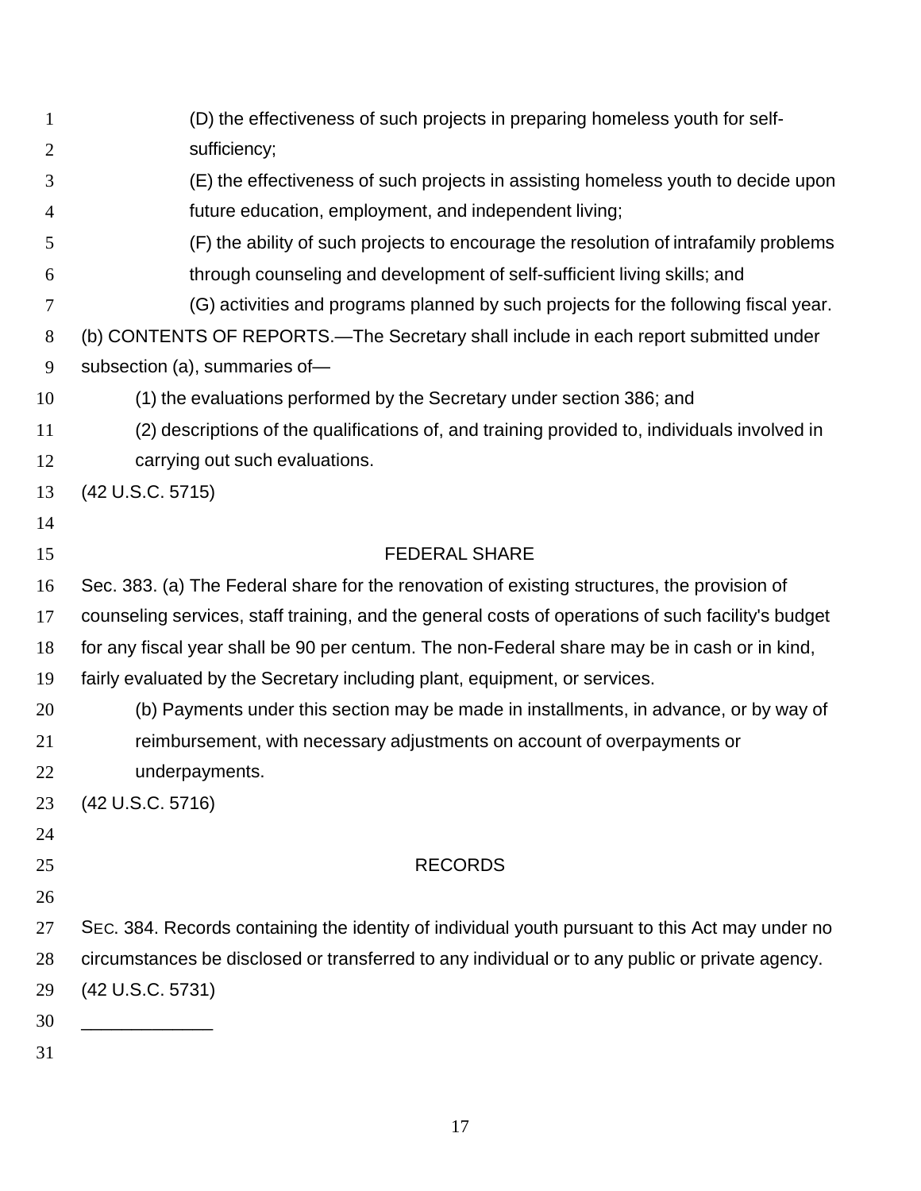(D) the effectiveness of such projects in preparing homeless youth for self-sufficiency;

(E) the effectiveness of such projects in assisting homeless youth to decide upon future education, employment, and independent living;

(F) the ability of such projects to encourage the resolution of intrafamily problems through counseling and development of self-sufficient living skills; and

(G) activities and programs planned by such projects for the following fiscal year.

(b) CONTENTS OF REPORTS.—The Secretary shall include in each report submitted under subsection (a), summaries of—

(1) the evaluations performed by the Secretary under section 386; and

(2) descriptions of the qualifications of, and training provided to, individuals involved in carrying out such evaluations.

(42 U.S.C. 5715)

## FEDERAL SHARE

Sec. 383. (a) The Federal share for the renovation of existing structures, the provision of counseling services, staff training, and the general costs of operations of such facility's budget for any fiscal year shall be 90 per centum. The non-Federal share may be in cash or in kind, fairly evaluated by the Secretary including plant, equipment, or services.

(b) Payments under this section may be made in installments, in advance, or by way of reimbursement, with necessary adjustments on account of overpayments or underpayments.

(42 U.S.C. 5716)

## RECORDS

SEC. 384. Records containing the identity of individual youth pursuant to this Act may under no circumstances be disclosed or transferred to any individual or to any public or private agency.

(42 U.S.C. 5731)

_____________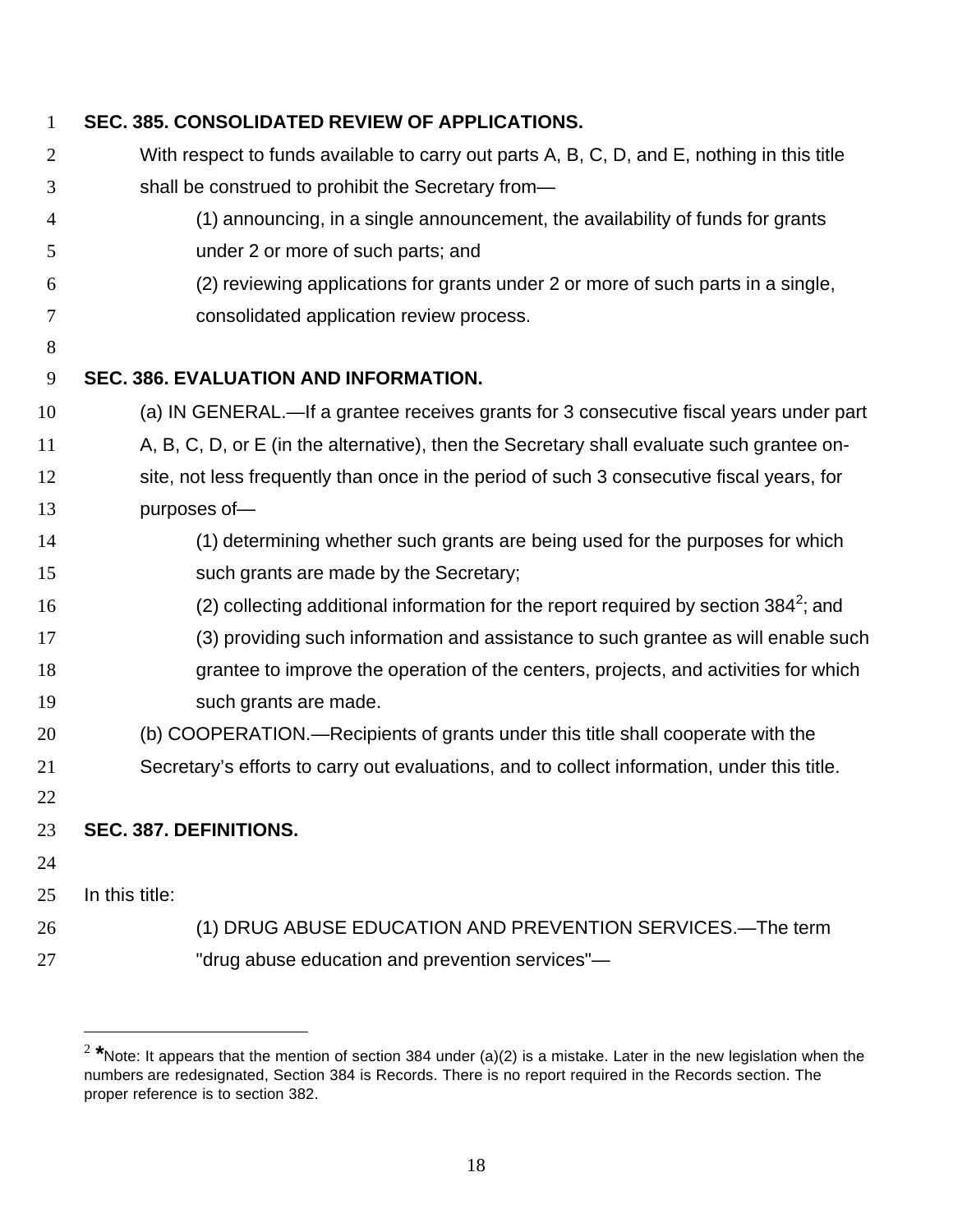**SEC. 385. CONSOLIDATED REVIEW OF APPLICATIONS.**

With respect to funds available to carry out parts A, B, C, D, and E, nothing in this title shall be construed to prohibit the Secretary from—

(1) announcing, in a single announcement, the availability of funds for grants under 2 or more of such parts; and

(2) reviewing applications for grants under 2 or more of such parts in a single, consolidated application review process.

**SEC. 386. EVALUATION AND INFORMATION.**

(a) IN GENERAL.—If a grantee receives grants for 3 consecutive fiscal years under part A, B, C, D, or E (in the alternative), then the Secretary shall evaluate such grantee on-site, not less frequently than once in the period of such 3 consecutive fiscal years, for purposes of—

(1) determining whether such grants are being used for the purposes for which such grants are made by the Secretary;

(2) collecting additional information for the report required by section 384[2]; and

(3) providing such information and assistance to such grantee as will enable such grantee to improve the operation of the centers, projects, and activities for which such grants are made.

(b) COOPERATION.—Recipients of grants under this title shall cooperate with the Secretary's efforts to carry out evaluations, and to collect information, under this title.

**SEC. 387. DEFINITIONS.**

In this title:

(1) DRUG ABUSE EDUCATION AND PREVENTION SERVICES.—The term "drug abuse education and prevention services"—

[2] ***Note:** It appears that the mention of section 384 under (a)(2) is a mistake. Later in the new legislation when the numbers are redesignated, Section 384 is Records. There is no report required in the Records section. The proper reference is to section 382.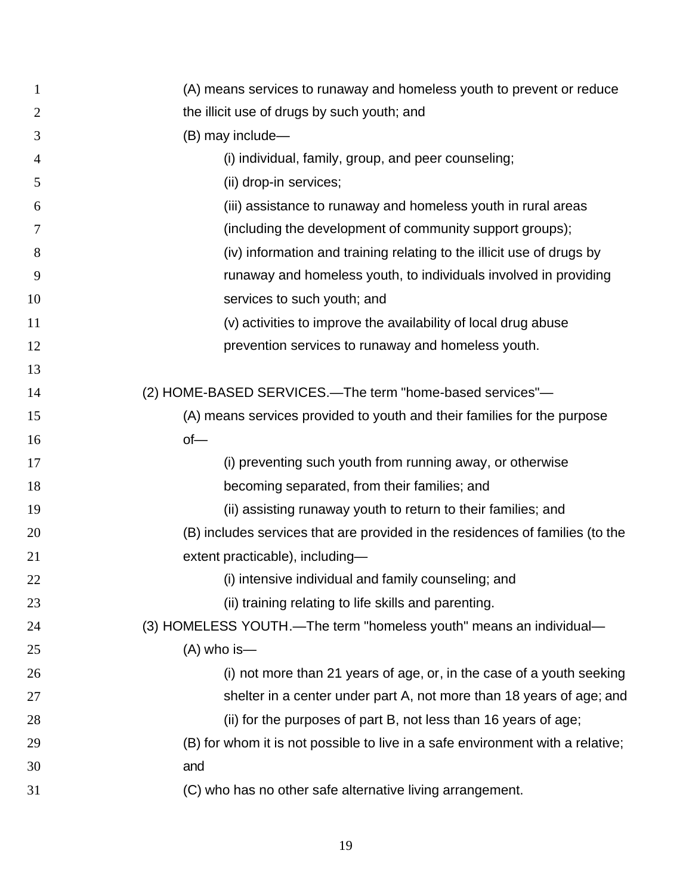(A) means services to runaway and homeless youth to prevent or reduce the illicit use of drugs by such youth; and

(B) may include—

(i) individual, family, group, and peer counseling;

(ii) drop-in services;

(iii) assistance to runaway and homeless youth in rural areas (including the development of community support groups);

(iv) information and training relating to the illicit use of drugs by runaway and homeless youth, to individuals involved in providing services to such youth; and

(v) activities to improve the availability of local drug abuse prevention services to runaway and homeless youth.

(2) HOME-BASED SERVICES.—The term "home-based services"—

(A) means services provided to youth and their families for the purpose of—

(i) preventing such youth from running away, or otherwise becoming separated, from their families; and

(ii) assisting runaway youth to return to their families; and

(B) includes services that are provided in the residences of families (to the extent practicable), including—

(i) intensive individual and family counseling; and

(ii) training relating to life skills and parenting.

(3) HOMELESS YOUTH.—The term "homeless youth" means an individual—

(A) who is—

(i) not more than 21 years of age, or, in the case of a youth seeking shelter in a center under part A, not more than 18 years of age; and

(ii) for the purposes of part B, not less than 16 years of age;

(B) for whom it is not possible to live in a safe environment with a relative; and

(C) who has no other safe alternative living arrangement.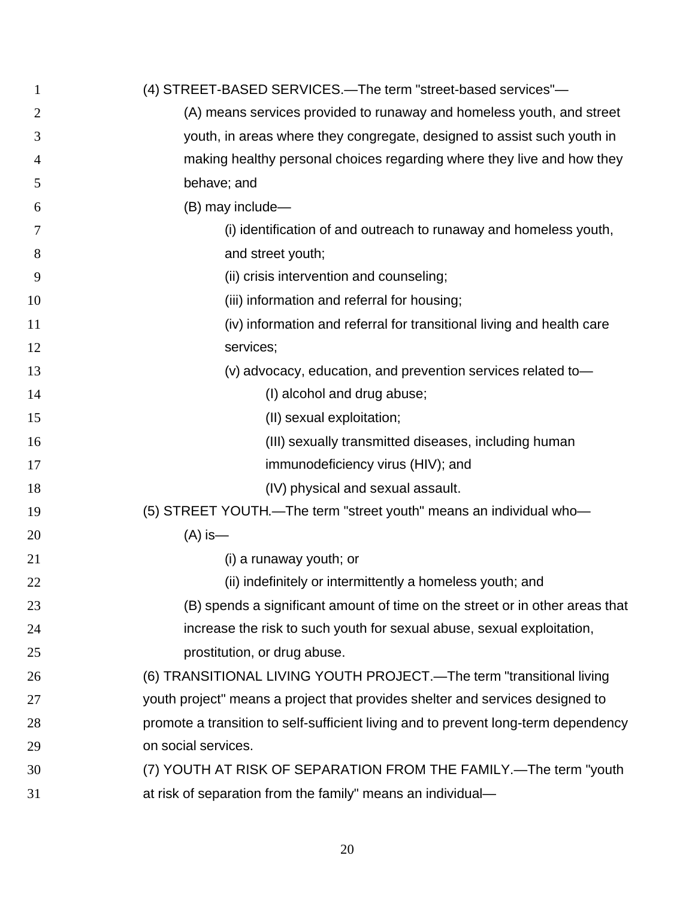(4) STREET-BASED SERVICES.—The term "street-based services"—

(A) means services provided to runaway and homeless youth, and street youth, in areas where they congregate, designed to assist such youth in making healthy personal choices regarding where they live and how they behave; and

(B) may include—

(i) identification of and outreach to runaway and homeless youth, and street youth;

(ii) crisis intervention and counseling;

(iii) information and referral for housing;

(iv) information and referral for transitional living and health care services;

(v) advocacy, education, and prevention services related to—

(I) alcohol and drug abuse;

(II) sexual exploitation;

(III) sexually transmitted diseases, including human immunodeficiency virus (HIV); and

(IV) physical and sexual assault.

(5) STREET YOUTH.—The term "street youth" means an individual who—

(A) is—

(i) a runaway youth; or

(ii) indefinitely or intermittently a homeless youth; and

(B) spends a significant amount of time on the street or in other areas that increase the risk to such youth for sexual abuse, sexual exploitation, prostitution, or drug abuse.

(6) TRANSITIONAL LIVING YOUTH PROJECT.—The term "transitional living youth project" means a project that provides shelter and services designed to promote a transition to self-sufficient living and to prevent long-term dependency on social services.

(7) YOUTH AT RISK OF SEPARATION FROM THE FAMILY.—The term "youth at risk of separation from the family" means an individual—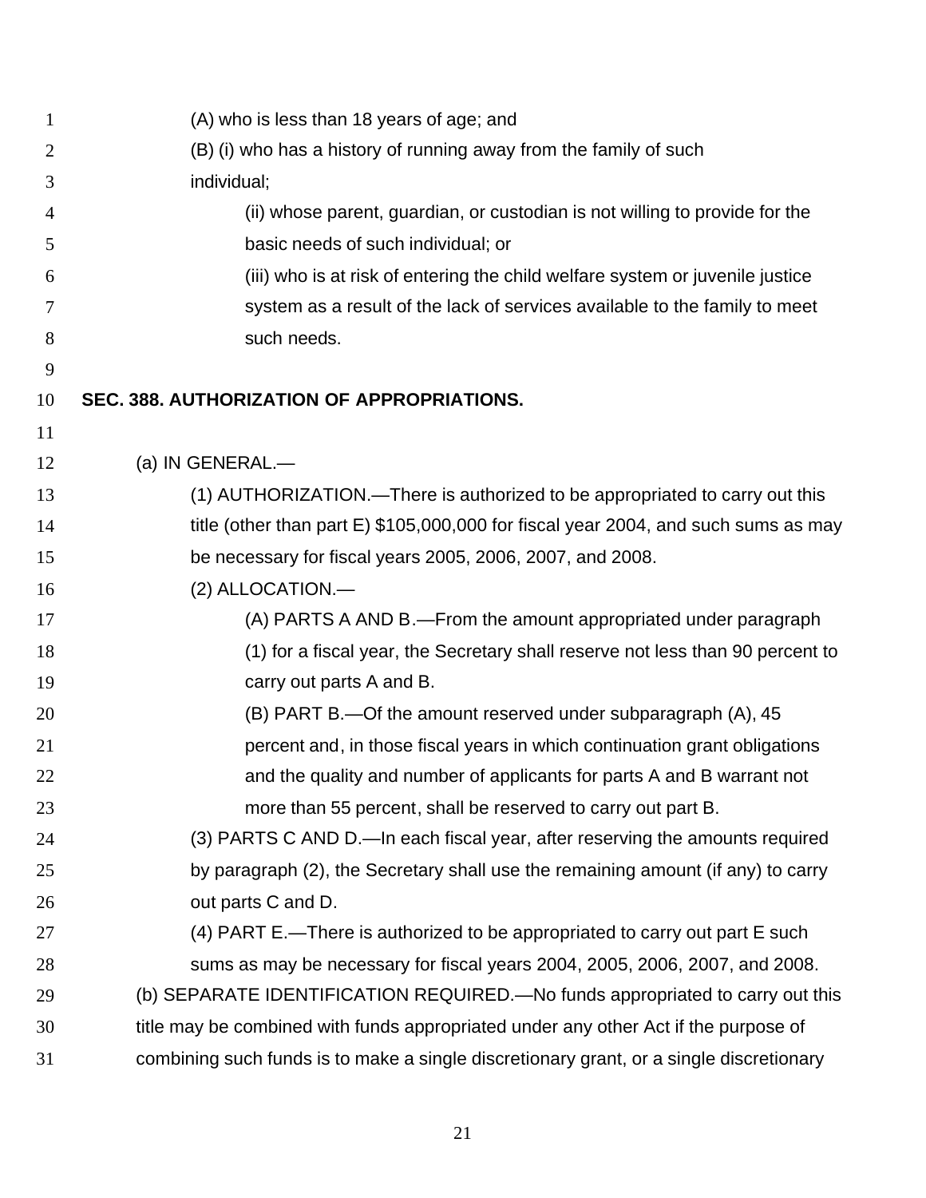(A) who is less than 18 years of age; and

(B) (i) who has a history of running away from the family of such individual;

(ii) whose parent, guardian, or custodian is not willing to provide for the basic needs of such individual; or

(iii) who is at risk of entering the child welfare system or juvenile justice system as a result of the lack of services available to the family to meet such needs.

**SEC. 388. AUTHORIZATION OF APPROPRIATIONS.**

(a) IN GENERAL.—

(1) AUTHORIZATION.—There is authorized to be appropriated to carry out this title (other than part E) $105,000,000 for fiscal year 2004, and such sums as may be necessary for fiscal years 2005, 2006, 2007, and 2008.

(2) ALLOCATION.—

(A) PARTS A AND B.—From the amount appropriated under paragraph (1) for a fiscal year, the Secretary shall reserve not less than 90 percent to carry out parts A and B.

(B) PART B.—Of the amount reserved under subparagraph (A), 45 percent and, in those fiscal years in which continuation grant obligations and the quality and number of applicants for parts A and B warrant not more than 55 percent, shall be reserved to carry out part B.

(3) PARTS C AND D.—In each fiscal year, after reserving the amounts required by paragraph (2), the Secretary shall use the remaining amount (if any) to carry out parts C and D.

(4) PART E.—There is authorized to be appropriated to carry out part E such sums as may be necessary for fiscal years 2004, 2005, 2006, 2007, and 2008.

(b) SEPARATE IDENTIFICATION REQUIRED.—No funds appropriated to carry out this title may be combined with funds appropriated under any other Act if the purpose of combining such funds is to make a single discretionary grant, or a single discretionary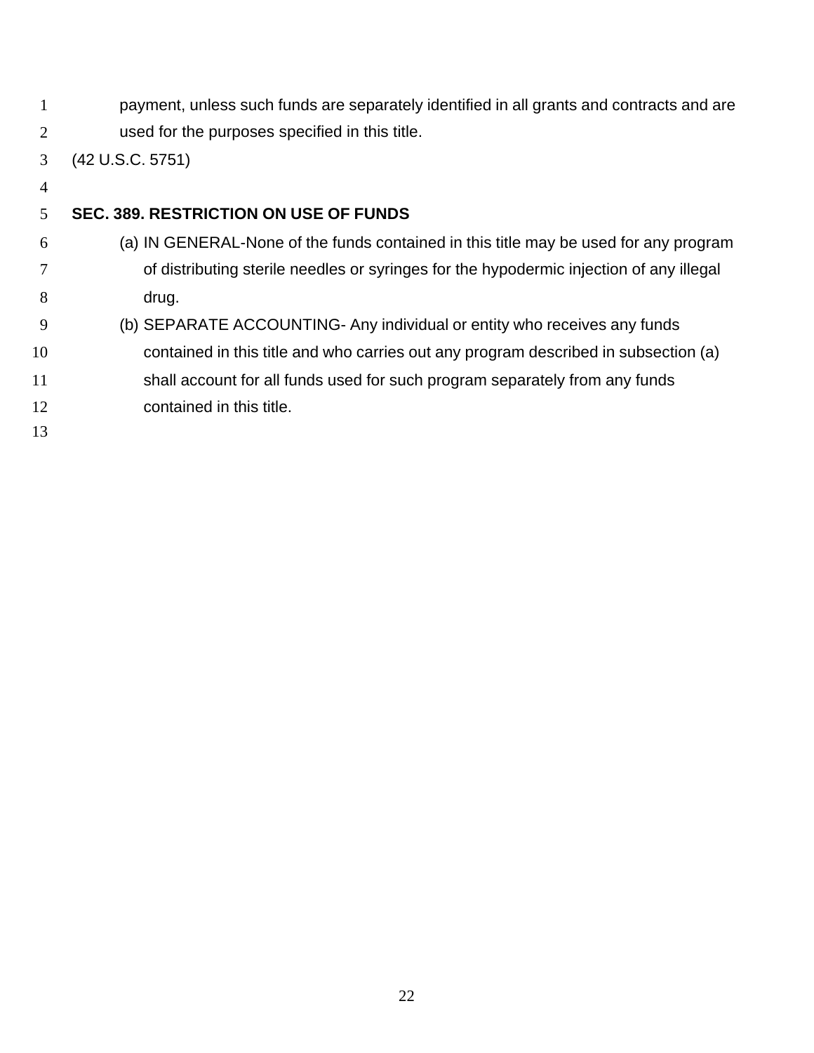payment, unless such funds are separately identified in all grants and contracts and are used for the purposes specified in this title.

(42 U.S.C. 5751)

**SEC. 389. RESTRICTION ON USE OF FUNDS**

(a) IN GENERAL-None of the funds contained in this title may be used for any program of distributing sterile needles or syringes for the hypodermic injection of any illegal drug.

(b) SEPARATE ACCOUNTING- Any individual or entity who receives any funds contained in this title and who carries out any program described in subsection (a) shall account for all funds used for such program separately from any funds contained in this title.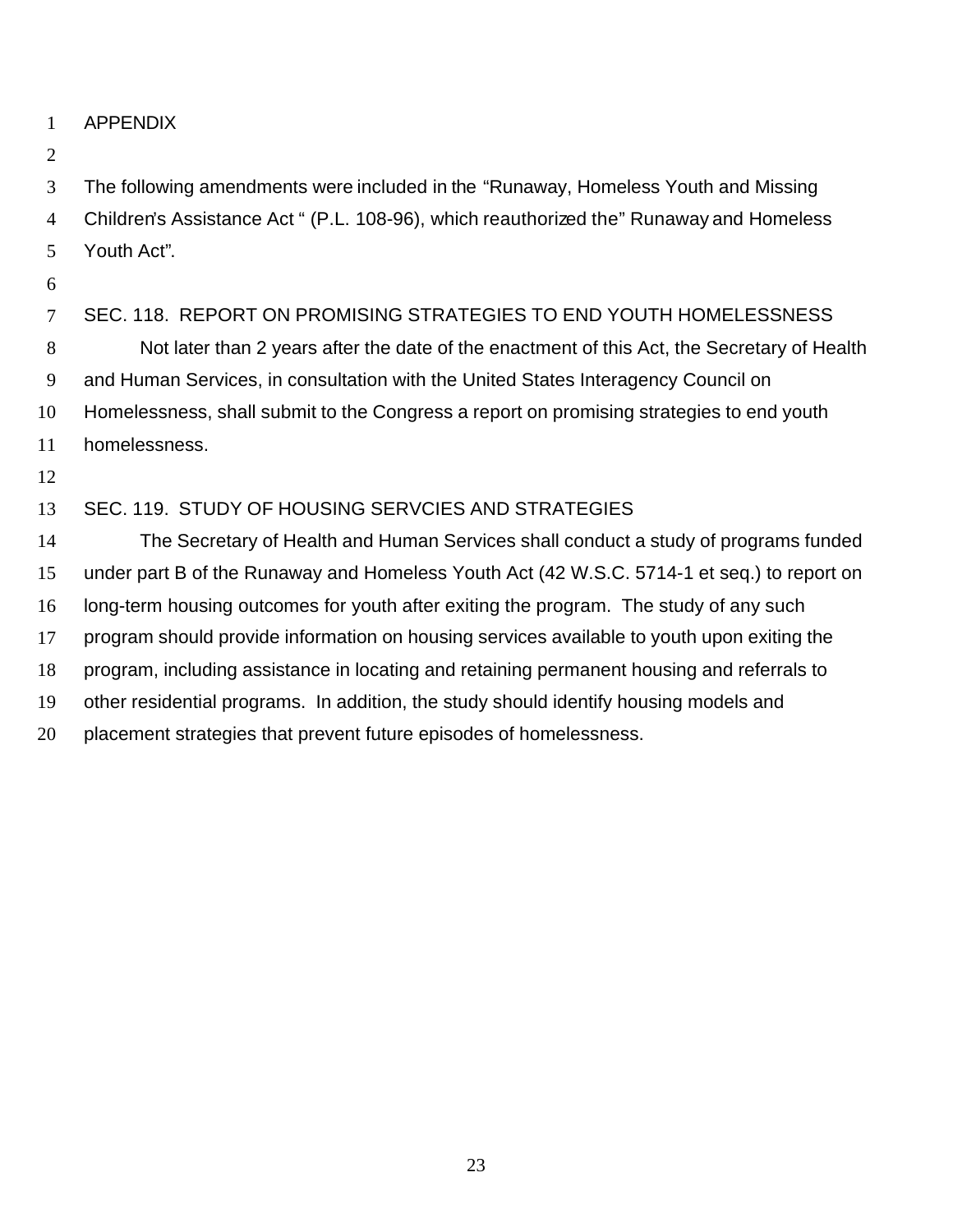APPENDIX

The following amendments were included in the "Runaway, Homeless Youth and Missing Children's Assistance Act " (P.L. 108-96), which reauthorized the" Runaway and Homeless Youth Act".

SEC. 118. REPORT ON PROMISING STRATEGIES TO END YOUTH HOMELESSNESS

Not later than 2 years after the date of the enactment of this Act, the Secretary of Health and Human Services, in consultation with the United States Interagency Council on Homelessness, shall submit to the Congress a report on promising strategies to end youth homelessness.

SEC. 119. STUDY OF HOUSING SERVCIES AND STRATEGIES

The Secretary of Health and Human Services shall conduct a study of programs funded under part B of the Runaway and Homeless Youth Act (42 W.S.C. 5714-1 et seq.) to report on long-term housing outcomes for youth after exiting the program. The study of any such program should provide information on housing services available to youth upon exiting the program, including assistance in locating and retaining permanent housing and referrals to other residential programs. In addition, the study should identify housing models and placement strategies that prevent future episodes of homelessness.